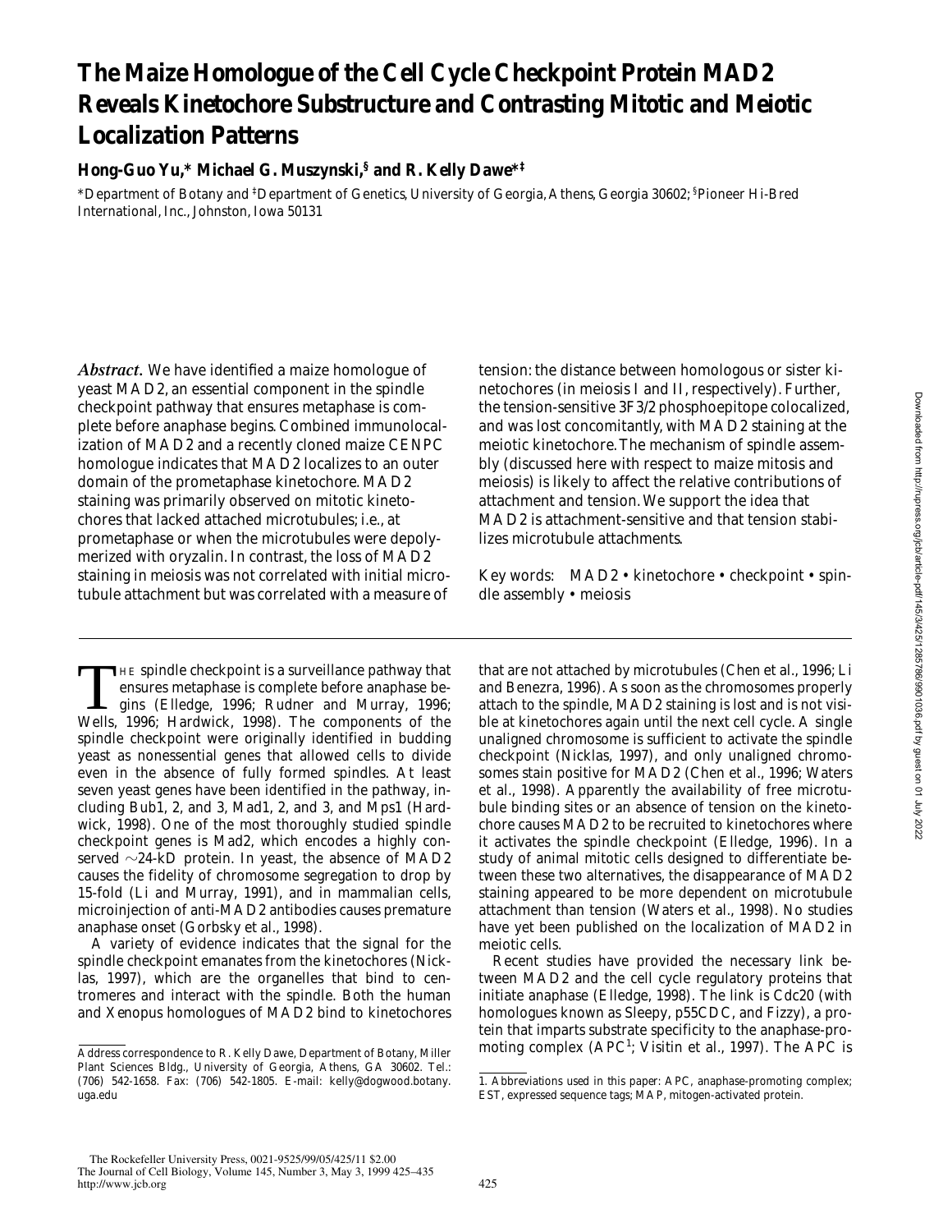# The Maize Homologue of the Cell Cycle Checkpoint Protein MAD2 Reveals Kinetochore Substructure and Contrasting Mitotic and Meiotic Localization Patterns

**Hong-Guo Yu,* Michael G. Muszynski,§ and R. Kelly Dawe*‡**

*Department of Botany and ‡Department of Genetics, University of Georgia, Athens, Georgia 30602; §Pioneer Hi-Bred International, Inc., Johnston, Iowa 50131

***Abstract.*** We have identified a maize homologue of yeast MAD2, an essential component in the spindle checkpoint pathway that ensures metaphase is complete before anaphase begins. Combined immunolocalization of MAD2 and a recently cloned maize CENPC homologue indicates that MAD2 localizes to an outer domain of the prometaphase kinetochore. MAD2 staining was primarily observed on mitotic kinetochores that lacked attached microtubules; i.e., at prometaphase or when the microtubules were depolymerized with oryzalin. In contrast, the loss of MAD2 staining in meiosis was not correlated with initial microtubule attachment but was correlated with a measure of tension: the distance between homologous or sister kinetochores (in meiosis I and II, respectively). Further, the tension-sensitive 3F3/2 phosphoepitope colocalized, and was lost concomitantly, with MAD2 staining at the meiotic kinetochore. The mechanism of spindle assembly (discussed here with respect to maize mitosis and meiosis) is likely to affect the relative contributions of attachment and tension. We support the idea that MAD2 is attachment-sensitive and that tension stabilizes microtubule attachments.

Key words: MAD2 • kinetochore • checkpoint • spindle assembly • meiosis

The spindle checkpoint is a surveillance pathway that ensures metaphase is complete before anaphase begins (Elledge, 1996; Rudner and Murray, 1996; Wells, 1996; Hardwick, 1998). The components of the spindle checkpoint were originally identified in budding yeast as nonessential genes that allowed cells to divide even in the absence of fully formed spindles. At least seven yeast genes have been identified in the pathway, including Bub1, 2, and 3, Mad1, 2, and 3, and Mps1 (Hardwick, 1998). One of the most thoroughly studied spindle checkpoint genes is Mad2, which encodes a highly conserved ~24-kD protein. In yeast, the absence of MAD2 causes the fidelity of chromosome segregation to drop by 15-fold (Li and Murray, 1991), and in mammalian cells, microinjection of anti-MAD2 antibodies causes premature anaphase onset (Gorbsky et al., 1998).

A variety of evidence indicates that the signal for the spindle checkpoint emanates from the kinetochores (Nicklas, 1997), which are the organelles that bind to centromeres and interact with the spindle. Both the human and Xenopus homologues of MAD2 bind to kinetochores that are not attached by microtubules (Chen et al., 1996; Li and Benezra, 1996). As soon as the chromosomes properly attach to the spindle, MAD2 staining is lost and is not visible at kinetochores again until the next cell cycle. A single unaligned chromosome is sufficient to activate the spindle checkpoint (Nicklas, 1997), and only unaligned chromosomes stain positive for MAD2 (Chen et al., 1996; Waters et al., 1998). Apparently the availability of free microtubule binding sites or an absence of tension on the kinetochore causes MAD2 to be recruited to kinetochores where it activates the spindle checkpoint (Elledge, 1996). In a study of animal mitotic cells designed to differentiate between these two alternatives, the disappearance of MAD2 staining appeared to be more dependent on microtubule attachment than tension (Waters et al., 1998). No studies have yet been published on the localization of MAD2 in meiotic cells.

Recent studies have provided the necessary link between MAD2 and the cell cycle regulatory proteins that initiate anaphase (Elledge, 1998). The link is Cdc20 (with homologues known as Sleepy, p55CDC, and Fizzy), a protein that imparts substrate specificity to the anaphase-promoting complex (APC[1]; Visitin et al., 1997). The APC is

Address correspondence to R. Kelly Dawe, Department of Botany, Miller Plant Sciences Bldg., University of Georgia, Athens, GA 30602. Tel.: (706) 542-1658. Fax: (706) 542-1805. E-mail: kelly@dogwood.botany.uga.edu

1. *Abbreviations used in this paper:* APC, anaphase-promoting complex; EST, expressed sequence tags; MAP, mitogen-activated protein.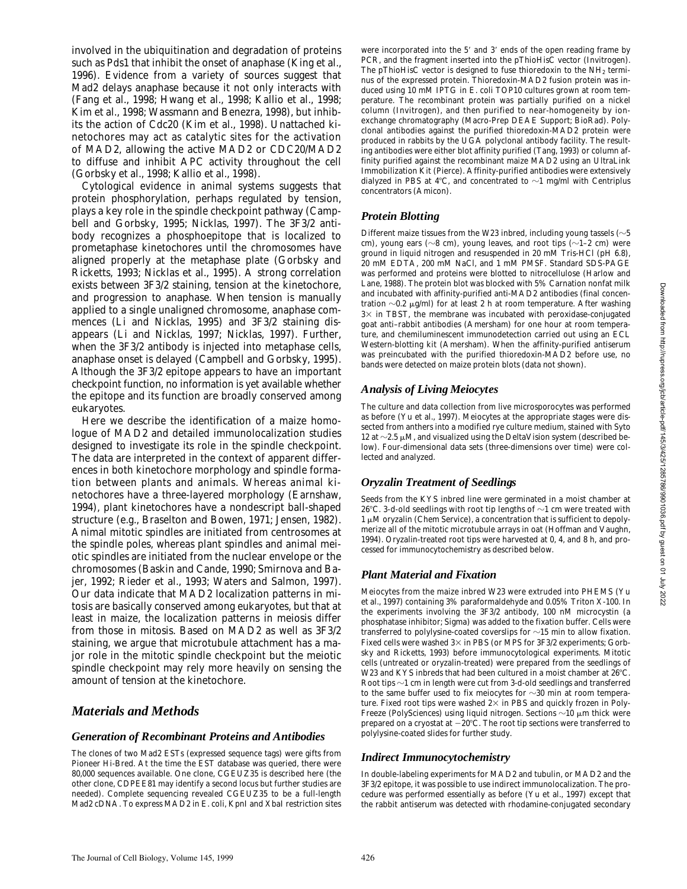involved in the ubiquitination and degradation of proteins such as Pds1 that inhibit the onset of anaphase (King et al., 1996). Evidence from a variety of sources suggest that Mad2 delays anaphase because it not only interacts with (Fang et al., 1998; Hwang et al., 1998; Kallio et al., 1998; Kim et al., 1998; Wassmann and Benezra, 1998), but inhibits the action of Cdc20 (Kim et al., 1998). Unattached kinetochores may act as catalytic sites for the activation of MAD2, allowing the active MAD2 or CDC20/MAD2 to diffuse and inhibit APC activity throughout the cell (Gorbsky et al., 1998; Kallio et al., 1998).

Cytological evidence in animal systems suggests that protein phosphorylation, perhaps regulated by tension, plays a key role in the spindle checkpoint pathway (Campbell and Gorbsky, 1995; Nicklas, 1997). The 3F3/2 antibody recognizes a phosphoepitope that is localized to prometaphase kinetochores until the chromosomes have aligned properly at the metaphase plate (Gorbsky and Ricketts, 1993; Nicklas et al., 1995). A strong correlation exists between 3F3/2 staining, tension at the kinetochore, and progression to anaphase. When tension is manually applied to a single unaligned chromosome, anaphase commences (Li and Nicklas, 1995) and 3F3/2 staining disappears (Li and Nicklas, 1997; Nicklas, 1997). Further, when the 3F3/2 antibody is injected into metaphase cells, anaphase onset is delayed (Campbell and Gorbsky, 1995). Although the 3F3/2 epitope appears to have an important checkpoint function, no information is yet available whether the epitope and its function are broadly conserved among eukaryotes.

Here we describe the identification of a maize homologue of MAD2 and detailed immunolocalization studies designed to investigate its role in the spindle checkpoint. The data are interpreted in the context of apparent differences in both kinetochore morphology and spindle formation between plants and animals. Whereas animal kinetochores have a three-layered morphology (Earnshaw, 1994), plant kinetochores have a nondescript ball-shaped structure (e.g., Braselton and Bowen, 1971; Jensen, 1982). Animal mitotic spindles are initiated from centrosomes at the spindle poles, whereas plant spindles and animal meiotic spindles are initiated from the nuclear envelope or the chromosomes (Baskin and Cande, 1990; Smirnova and Bajer, 1992; Rieder et al., 1993; Waters and Salmon, 1997). Our data indicate that MAD2 localization patterns in mitosis are basically conserved among eukaryotes, but that at least in maize, the localization patterns in meiosis differ from those in mitosis. Based on MAD2 as well as 3F3/2 staining, we argue that microtubule attachment has a major role in the mitotic spindle checkpoint but the meiotic spindle checkpoint may rely more heavily on sensing the amount of tension at the kinetochore.

## *Materials and Methods*

### *Generation of Recombinant Proteins and Antibodies*

The clones of two Mad2 ESTs (expressed sequence tags) were gifts from Pioneer Hi-Bred. At the time the EST database was queried, there were 80,000 sequences available. One clone, CGEUZ35 is described here (the other clone, CDPEE81 may identify a second locus but further studies are needed). Complete sequencing revealed CGEUZ35 to be a full-length Mad2 cDNA. To express MAD2 in E. coli, KpnI and XbaI restriction sites were incorporated into the 5′ and 3′ ends of the open reading frame by PCR, and the fragment inserted into the pThioHisC vector (Invitrogen). The pThioHisC vector is designed to fuse thioredoxin to the $NH_2$ terminus of the expressed protein. Thioredoxin-MAD2 fusion protein was induced using 10 mM IPTG in E. coli TOP10 cultures grown at room temperature. The recombinant protein was partially purified on a nickel column (Invitrogen), and then purified to near-homogeneity by ion-exchange chromatography (Macro-Prep DEAE Support; BioRad). Polyclonal antibodies against the purified thioredoxin-MAD2 protein were produced in rabbits by the UGA polyclonal antibody facility. The resulting antibodies were either blot affinity purified (Tang, 1993) or column affinity purified against the recombinant maize MAD2 using an UltraLink Immobilization Kit (Pierce). Affinity-purified antibodies were extensively dialyzed in PBS at 4°C, and concentrated to ~1 mg/ml with Centriplus concentrators (Amicon).

### *Protein Blotting*

Different maize tissues from the W23 inbred, including young tassels (~5 cm), young ears (~8 cm), young leaves, and root tips (~1–2 cm) were ground in liquid nitrogen and resuspended in 20 mM Tris-HCl (pH 6.8), 20 mM EDTA, 200 mM NaCl, and 1 mM PMSF. Standard SDS-PAGE was performed and proteins were blotted to nitrocellulose (Harlow and Lane, 1988). The protein blot was blocked with 5% Carnation nonfat milk and incubated with affinity-purified anti-MAD2 antibodies (final concentration ~0.2 μg/ml) for at least 2 h at room temperature. After washing 3× in TBST, the membrane was incubated with peroxidase-conjugated goat anti–rabbit antibodies (Amersham) for one hour at room temperature, and chemiluminescent immunodetection carried out using an ECL Western-blotting kit (Amersham). When the affinity-purified antiserum was preincubated with the purified thioredoxin-MAD2 before use, no bands were detected on maize protein blots (data not shown).

### *Analysis of Living Meiocytes*

The culture and data collection from live microsporocytes was performed as before (Yu et al., 1997). Meiocytes at the appropriate stages were dissected from anthers into a modified rye culture medium, stained with Syto 12 at ~2.5 μM, and visualized using the DeltaVision system (described below). Four-dimensional data sets (three-dimensions over time) were collected and analyzed.

### *Oryzalin Treatment of Seedlings*

Seeds from the KYS inbred line were germinated in a moist chamber at 26°C. 3-d-old seedlings with root tip lengths of ~1 cm were treated with 1 μM oryzalin (Chem Service), a concentration that is sufficient to depolymerize all of the mitotic microtubule arrays in oat (Hoffman and Vaughn, 1994). Oryzalin-treated root tips were harvested at 0, 4, and 8 h, and processed for immunocytochemistry as described below.

### *Plant Material and Fixation*

Meiocytes from the maize inbred W23 were extruded into PHEMS (Yu et al., 1997) containing 3% paraformaldehyde and 0.05% Triton X-100. In the experiments involving the 3F3/2 antibody, 100 nM microcystin (a phosphatase inhibitor; Sigma) was added to the fixation buffer. Cells were transferred to polylysine-coated coverslips for ~15 min to allow fixation. Fixed cells were washed 3× in PBS (or MPS for 3F3/2 experiments; Gorbsky and Ricketts, 1993) before immunocytological experiments. Mitotic cells (untreated or oryzalin-treated) were prepared from the seedlings of W23 and KYS inbreds that had been cultured in a moist chamber at 26°C. Root tips ~1 cm in length were cut from 3-d-old seedlings and transferred to the same buffer used to fix meiocytes for ~30 min at room temperature. Fixed root tips were washed 2× in PBS and quickly frozen in Poly-Freeze (PolySciences) using liquid nitrogen. Sections ~10 μm thick were prepared on a cryostat at −20°C. The root tip sections were transferred to polylysine-coated slides for further study.

### *Indirect Immunocytochemistry*

In double-labeling experiments for MAD2 and tubulin, or MAD2 and the 3F3/2 epitope, it was possible to use indirect immunolocalization. The procedure was performed essentially as before (Yu et al., 1997) except that the rabbit antiserum was detected with rhodamine-conjugated secondary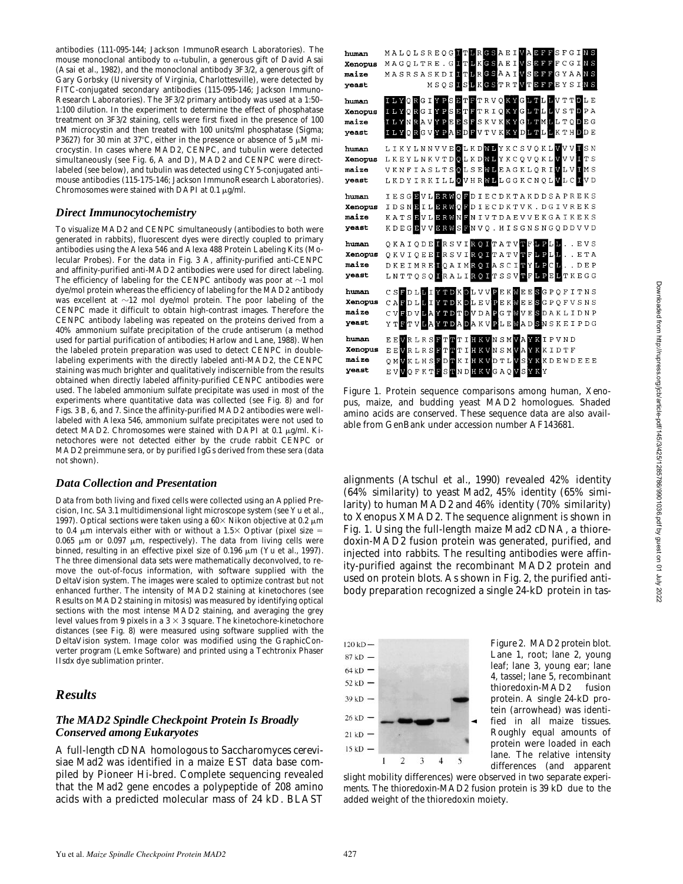antibodies (111-095-144; Jackson ImmunoResearch Laboratories). The mouse monoclonal antibody to α-tubulin, a generous gift of David Asai (Asai et al., 1982), and the monoclonal antibody 3F3/2, a generous gift of Gary Gorbsky (University of Virginia, Charlottesville), were detected by FITC-conjugated secondary antibodies (115-095-146; Jackson ImmunoResearch Laboratories). The 3F3/2 primary antibody was used at a 1:50–1:100 dilution. In the experiment to determine the effect of phosphatase treatment on 3F3/2 staining, cells were first fixed in the presence of 100 nM microcystin and then treated with 100 units/ml phosphatase (Sigma; P3627) for 30 min at 37°C, either in the presence or absence of 5 μM microcystin. In cases where MAD2, CENPC, and tubulin were detected simultaneously (see Fig. 6, A and D), MAD2 and CENPC were direct-labeled (see below), and tubulin was detected using CY5-conjugated anti–mouse antibodies (115-175-146; Jackson ImmunoResearch Laboratories). Chromosomes were stained with DAPI at 0.1 μg/ml.

### *Direct Immunocytochemistry*

To visualize MAD2 and CENPC simultaneously (antibodies to both were generated in rabbits), fluorescent dyes were directly coupled to primary antibodies using the Alexa 546 and Alexa 488 Protein Labeling Kits (Molecular Probes). For the data in Fig. 3 A, affinity-purified anti-CENPC and affinity-purified anti-MAD2 antibodies were used for direct labeling. The efficiency of labeling for the CENPC antibody was poor at ~1 mol dye/mol protein whereas the efficiency of labeling for the MAD2 antibody was excellent at ~12 mol dye/mol protein. The poor labeling of the CENPC made it difficult to obtain high-contrast images. Therefore the CENPC antibody labeling was repeated on the proteins derived from a 40% ammonium sulfate precipitation of the crude antiserum (a method used for partial purification of antibodies; Harlow and Lane, 1988). When the labeled protein preparation was used to detect CENPC in double-labeling experiments with the directly labeled anti-MAD2, the CENPC staining was much brighter and qualitatively indiscernible from the results obtained when directly labeled affinity-purified CENPC antibodies were used. The labeled ammonium sulfate precipitate was used in most of the experiments where quantitative data was collected (see Fig. 8) and for Figs. 3 B, 6, and 7. Since the affinity-purified MAD2 antibodies were well-labeled with Alexa 546, ammonium sulfate precipitates were not used to detect MAD2. Chromosomes were stained with DAPI at 0.1 μg/ml. Kinetochores were not detected either by the crude rabbit CENPC or MAD2 preimmune sera, or by purified IgGs derived from these sera (data not shown).

### *Data Collection and Presentation*

Data from both living and fixed cells were collected using an Applied Precision, Inc. SA 3.1 multidimensional light microscope system (see Yu et al., 1997). Optical sections were taken using a 60× Nikon objective at 0.2 μm to 0.4 μm intervals either with or without a 1.5× Optivar (pixel size = 0.065 μm or 0.097 μm, respectively). The data from living cells were binned, resulting in an effective pixel size of 0.196 μm (Yu et al., 1997). The three dimensional data sets were mathematically deconvolved, to remove the out-of-focus information, with software supplied with the DeltaVision system. The images were scaled to optimize contrast but not enhanced further. The intensity of MAD2 staining at kinetochores (see Results on MAD2 staining in mitosis) was measured by identifying optical sections with the most intense MAD2 staining, and averaging the grey level values from 9 pixels in a 3 × 3 square. The kinetochore-kinetochore distances (see Fig. 8) were measured using software supplied with the DeltaVision system. Image color was modified using the GraphicConverter program (Lemke Software) and printed using a Techtronix Phaser IIsdx dye sublimation printer.

## *Results*

### *The MAD2 Spindle Checkpoint Protein Is Broadly Conserved among Eukaryotes*

A full-length cDNA homologous to Saccharomyces cerevisiae Mad2 was identified in a maize EST data base compiled by Pioneer Hi-bred. Complete sequencing revealed that the Mad2 gene encodes a polypeptide of 208 amino acids with a predicted molecular mass of 24 kD. BLAST alignments (Atschul et al., 1990) revealed 42% identity (64% similarity) to yeast Mad2, 45% identity (65% similarity) to human MAD2 and 46% identity (70% similarity) to Xenopus XMAD2. The sequence alignment is shown in Fig. 1. Using the full-length maize Mad2 cDNA, a thioredoxin-MAD2 fusion protein was generated, purified, and injected into rabbits. The resulting antibodies were affinity-purified against the recombinant MAD2 protein and used on protein blots. As shown in Fig. 2, the purified antibody preparation recognized a single 24-kD protein in tas-

```
human    MALQLSREQGITLRGSAEIVAEFFSFGINS
Xenopus  MAGQLTRE.GITLKGSAEIVSEFFFCGINS
maize    MASRSASKDIITLRGSAAIVSEFFGYAANS
yeast         MSQSISLKGSTRTVTEFFEYSINS

human    ILYQRGIYPSETFTRVQKYGLTLLVTTDLE
Xenopus  ILYQRGIYPSETFTRIQKYGLTLLVSTDPA
maize    ILYNRAVYPEESFSKVKKYGLTMLLTQDEG
yeast    ILYQRGVYPAEDFVTVKKYDLTLLKTHDDE

human    LIKYLNNVVEQLKDWLYKCSVQKLVVVISN
Xenopus  LKEYLNKVTDQLKDWLYKCQVQKLVVVITS
maize    VKNFIASLTSQLSEWLEAGKLQRIVLVIMS
yeast    LKDYIRKILLQVHRWLLGGKCNQLVLCIVD

human    IESGEVLERWQFDIECDKTAKDDSAPREKS
Xenopus  IDSNEILERWQFDIECDKTVK.DGIVREKS
maize    KATSEVLERWNFNIVTDAEVVEKGAIKEKS
yeast    KDEGEVVERWSFNVQ.HISGNSNGQDDVVD

human    QKAIQDEIRSVIRQITATVTFLPLL..EVS
Xenopus  QKVIQEEIRSVIRQITATVTFLPLL..ETA
maize    DKEIMREIQAIMRQIASCITYLPCL..DEP
yeast    LNTTQSQIRALIRQITSSVTFLPELTKEGG

human    CSFDLLIYTDKDLVVPEKWEESGPQFITNS
Xenopus  CAFDLLIYTDKDLEVPEKWEESGPQFVSNS
maize    CVFDVLAYTDTDVDAPGTWVESDAKLIDNP
yeast    YTFTVLAYTDADAKVPLEWADSNSKEIPDG

human    EEVRLRSFTTTIHKVNSMVAYKIPVND
Xenopus  EEVRLRSFTTTIHKVNSMVAYKKIDTF
maize    QMVKLHSFDTKIHKVDTLVSYKKDEWDEEE
yeast    EVVQFKTFSTNDHKVGAQVSYKY
```

Figure 1. Protein sequence comparisons among human, Xenopus, maize, and budding yeast MAD2 homologues. Shaded amino acids are conserved. These sequence data are also available from GenBank under accession number AF143681.

Figure 2. MAD2 protein blot. Lane 1, root; lane 2, young leaf; lane 3, young ear; lane 4, tassel; lane 5, recombinant thioredoxin-MAD2 fusion protein. A single 24-kD protein (arrowhead) was identified in all maize tissues. Roughly equal amounts of protein were loaded in each lane. The relative intensity differences (and apparent slight mobility differences) were observed in two separate experiments. The thioredoxin-MAD2 fusion protein is 39 kD due to the added weight of the thioredoxin moiety.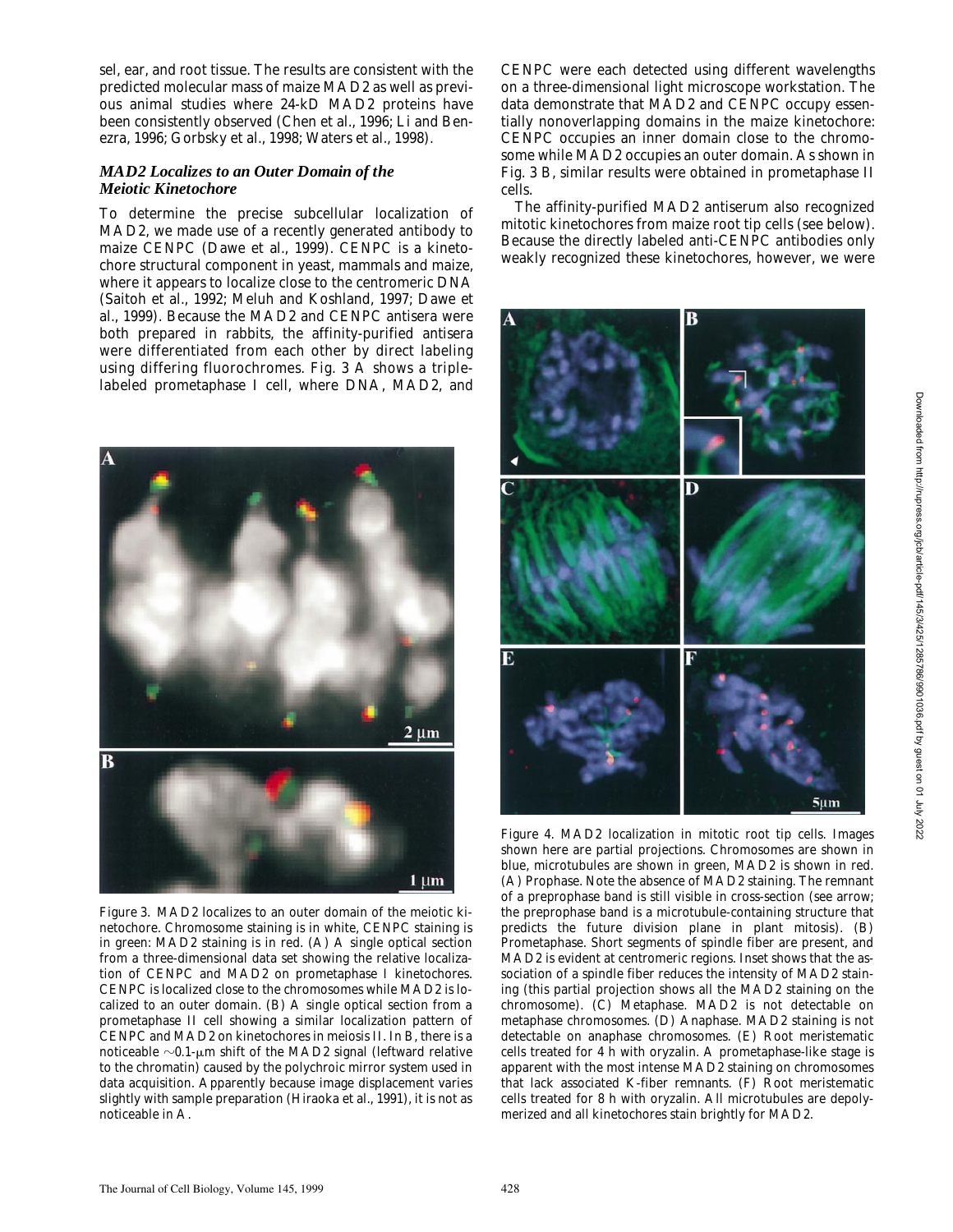sel, ear, and root tissue. The results are consistent with the predicted molecular mass of maize MAD2 as well as previous animal studies where 24-kD MAD2 proteins have been consistently observed (Chen et al., 1996; Li and Benezra, 1996; Gorbsky et al., 1998; Waters et al., 1998).

### *MAD2 Localizes to an Outer Domain of the Meiotic Kinetochore*

To determine the precise subcellular localization of MAD2, we made use of a recently generated antibody to maize CENPC (Dawe et al., 1999). CENPC is a kinetochore structural component in yeast, mammals and maize, where it appears to localize close to the centromeric DNA (Saitoh et al., 1992; Meluh and Koshland, 1997; Dawe et al., 1999). Because the MAD2 and CENPC antisera were both prepared in rabbits, the affinity-purified antisera were differentiated from each other by direct labeling using differing fluorochromes. Fig. 3 A shows a triple-labeled prometaphase I cell, where DNA, MAD2, and CENPC were each detected using different wavelengths on a three-dimensional light microscope workstation. The data demonstrate that MAD2 and CENPC occupy essentially nonoverlapping domains in the maize kinetochore: CENPC occupies an inner domain close to the chromosome while MAD2 occupies an outer domain. As shown in Fig. 3 B, similar results were obtained in prometaphase II cells.

The affinity-purified MAD2 antiserum also recognized mitotic kinetochores from maize root tip cells (see below). Because the directly labeled anti-CENPC antibodies only weakly recognized these kinetochores, however, we were

Figure 3. MAD2 localizes to an outer domain of the meiotic kinetochore. Chromosome staining is in white, CENPC staining is in green: MAD2 staining is in red. (A) A single optical section from a three-dimensional data set showing the relative localization of CENPC and MAD2 on prometaphase I kinetochores. CENPC is localized close to the chromosomes while MAD2 is localized to an outer domain. (B) A single optical section from a prometaphase II cell showing a similar localization pattern of CENPC and MAD2 on kinetochores in meiosis II. In B, there is a noticeable ~0.1-μm shift of the MAD2 signal (leftward relative to the chromatin) caused by the polychroic mirror system used in data acquisition. Apparently because image displacement varies slightly with sample preparation (Hiraoka et al., 1991), it is not as noticeable in A.

Figure 4. MAD2 localization in mitotic root tip cells. Images shown here are partial projections. Chromosomes are shown in blue, microtubules are shown in green, MAD2 is shown in red. (A) Prophase. Note the absence of MAD2 staining. The remnant of a preprophase band is still visible in cross-section (see arrow; the preprophase band is a microtubule-containing structure that predicts the future division plane in plant mitosis). (B) Prometaphase. Short segments of spindle fiber are present, and MAD2 is evident at centromeric regions. Inset shows that the association of a spindle fiber reduces the intensity of MAD2 staining (this partial projection shows all the MAD2 staining on the chromosome). (C) Metaphase. MAD2 is not detectable on metaphase chromosomes. (D) Anaphase. MAD2 staining is not detectable on anaphase chromosomes. (E) Root meristematic cells treated for 4 h with oryzalin. A prometaphase-like stage is apparent with the most intense MAD2 staining on chromosomes that lack associated K-fiber remnants. (F) Root meristematic cells treated for 8 h with oryzalin. All microtubules are depolymerized and all kinetochores stain brightly for MAD2.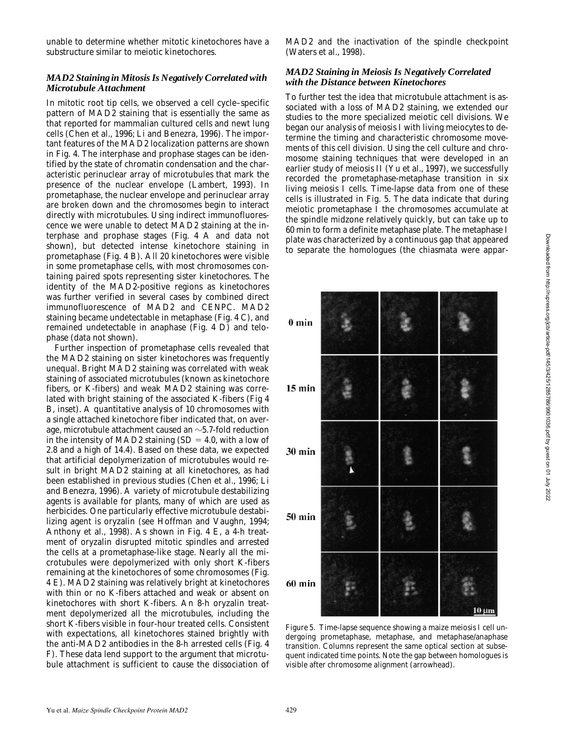unable to determine whether mitotic kinetochores have a substructure similar to meiotic kinetochores.

### *MAD2 Staining in Mitosis Is Negatively Correlated with Microtubule Attachment*

In mitotic root tip cells, we observed a cell cycle–specific pattern of MAD2 staining that is essentially the same as that reported for mammalian cultured cells and newt lung cells (Chen et al., 1996; Li and Benezra, 1996). The important features of the MAD2 localization patterns are shown in Fig. 4. The interphase and prophase stages can be identified by the state of chromatin condensation and the characteristic perinuclear array of microtubules that mark the presence of the nuclear envelope (Lambert, 1993). In prometaphase, the nuclear envelope and perinuclear array are broken down and the chromosomes begin to interact directly with microtubules. Using indirect immunofluorescence we were unable to detect MAD2 staining at the interphase and prophase stages (Fig. 4 A and data not shown), but detected intense kinetochore staining in prometaphase (Fig. 4 B). All 20 kinetochores were visible in some prometaphase cells, with most chromosomes containing paired spots representing sister kinetochores. The identity of the MAD2-positive regions as kinetochores was further verified in several cases by combined direct immunofluorescence of MAD2 and CENPC. MAD2 staining became undetectable in metaphase (Fig. 4 C), and remained undetectable in anaphase (Fig. 4 D) and telophase (data not shown).

Further inspection of prometaphase cells revealed that the MAD2 staining on sister kinetochores was frequently unequal. Bright MAD2 staining was correlated with weak staining of associated microtubules (known as kinetochore fibers, or K-fibers) and weak MAD2 staining was correlated with bright staining of the associated K-fibers (Fig 4 B, inset). A quantitative analysis of 10 chromosomes with a single attached kinetochore fiber indicated that, on average, microtubule attachment caused an ~5.7-fold reduction in the intensity of MAD2 staining (SD = 4.0, with a low of 2.8 and a high of 14.4). Based on these data, we expected that artificial depolymerization of microtubules would result in bright MAD2 staining at all kinetochores, as had been established in previous studies (Chen et al., 1996; Li and Benezra, 1996). A variety of microtubule destabilizing agents is available for plants, many of which are used as herbicides. One particularly effective microtubule destabilizing agent is oryzalin (see Hoffman and Vaughn, 1994; Anthony et al., 1998). As shown in Fig. 4 E, a 4-h treatment of oryzalin disrupted mitotic spindles and arrested the cells at a prometaphase-like stage. Nearly all the microtubules were depolymerized with only short K-fibers remaining at the kinetochores of some chromosomes (Fig. 4 E). MAD2 staining was relatively bright at kinetochores with thin or no K-fibers attached and weak or absent on kinetochores with short K-fibers. An 8-h oryzalin treatment depolymerized all the microtubules, including the short K-fibers visible in four-hour treated cells. Consistent with expectations, all kinetochores stained brightly with the anti-MAD2 antibodies in the 8-h arrested cells (Fig. 4 F). These data lend support to the argument that microtubule attachment is sufficient to cause the dissociation of MAD2 and the inactivation of the spindle checkpoint (Waters et al., 1998).

### *MAD2 Staining in Meiosis Is Negatively Correlated with the Distance between Kinetochores*

To further test the idea that microtubule attachment is associated with a loss of MAD2 staining, we extended our studies to the more specialized meiotic cell divisions. We began our analysis of meiosis I with living meiocytes to determine the timing and characteristic chromosome movements of this cell division. Using the cell culture and chromosome staining techniques that were developed in an earlier study of meiosis II (Yu et al., 1997), we successfully recorded the prometaphase-metaphase transition in six living meiosis I cells. Time-lapse data from one of these cells is illustrated in Fig. 5. The data indicate that during meiotic prometaphase I the chromosomes accumulate at the spindle midzone relatively quickly, but can take up to 60 min to form a definite metaphase plate. The metaphase I plate was characterized by a continuous gap that appeared to separate the homologues (the chiasmata were appar-

Figure 5. Time-lapse sequence showing a maize meiosis I cell undergoing prometaphase, metaphase, and metaphase/anaphase transition. Columns represent the same optical section at subsequent indicated time points. Note the gap between homologues is visible after chromosome alignment (arrowhead).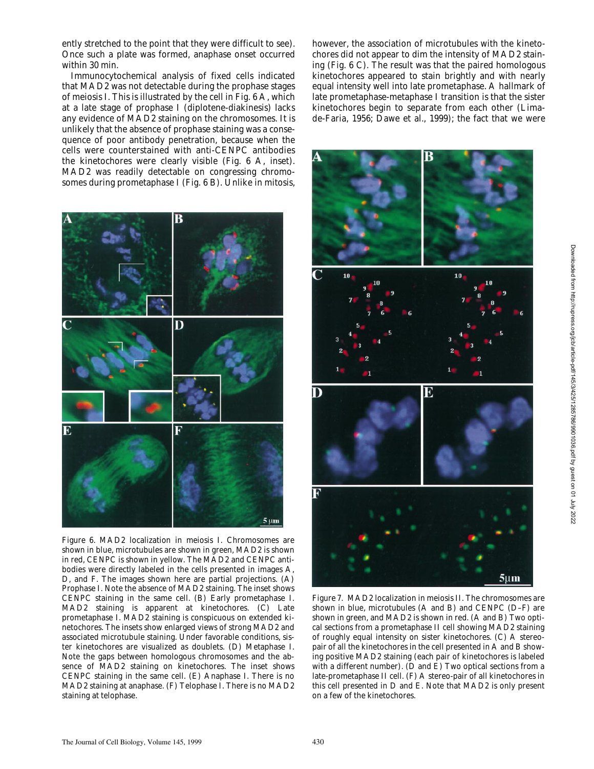ently stretched to the point that they were difficult to see). Once such a plate was formed, anaphase onset occurred within 30 min.

Immunocytochemical analysis of fixed cells indicated that MAD2 was not detectable during the prophase stages of meiosis I. This is illustrated by the cell in Fig. 6 A, which at a late stage of prophase I (diplotene-diakinesis) lacks any evidence of MAD2 staining on the chromosomes. It is unlikely that the absence of prophase staining was a consequence of poor antibody penetration, because when the cells were counterstained with anti-CENPC antibodies the kinetochores were clearly visible (Fig. 6 A, inset). MAD2 was readily detectable on congressing chromosomes during prometaphase I (Fig. 6 B). Unlike in mitosis, however, the association of microtubules with the kinetochores did not appear to dim the intensity of MAD2 staining (Fig. 6 C). The result was that the paired homologous kinetochores appeared to stain brightly and with nearly equal intensity well into late prometaphase. A hallmark of late prometaphase-metaphase I transition is that the sister kinetochores begin to separate from each other (Lima-de-Faria, 1956; Dawe et al., 1999); the fact that we were

Figure 6. MAD2 localization in meiosis I. Chromosomes are shown in blue, microtubules are shown in green, MAD2 is shown in red, CENPC is shown in yellow. The MAD2 and CENPC antibodies were directly labeled in the cells presented in images A, D, and F. The images shown here are partial projections. (A) Prophase I. Note the absence of MAD2 staining. The inset shows CENPC staining in the same cell. (B) Early prometaphase I. MAD2 staining is apparent at kinetochores. (C) Late prometaphase I. MAD2 staining is conspicuous on extended kinetochores. The insets show enlarged views of strong MAD2 and associated microtubule staining. Under favorable conditions, sister kinetochores are visualized as doublets. (D) Metaphase I. Note the gaps between homologous chromosomes and the absence of MAD2 staining on kinetochores. The inset shows CENPC staining in the same cell. (E) Anaphase I. There is no MAD2 staining at anaphase. (F) Telophase I. There is no MAD2 staining at telophase.

Figure 7. MAD2 localization in meiosis II. The chromosomes are shown in blue, microtubules (A and B) and CENPC (D–F) are shown in green, and MAD2 is shown in red. (A and B) Two optical sections from a prometaphase II cell showing MAD2 staining of roughly equal intensity on sister kinetochores. (C) A stereo-pair of all the kinetochores in the cell presented in A and B showing positive MAD2 staining (each pair of kinetochores is labeled with a different number). (D and E) Two optical sections from a late-prometaphase II cell. (F) A stereo-pair of all kinetochores in this cell presented in D and E. Note that MAD2 is only present on a few of the kinetochores.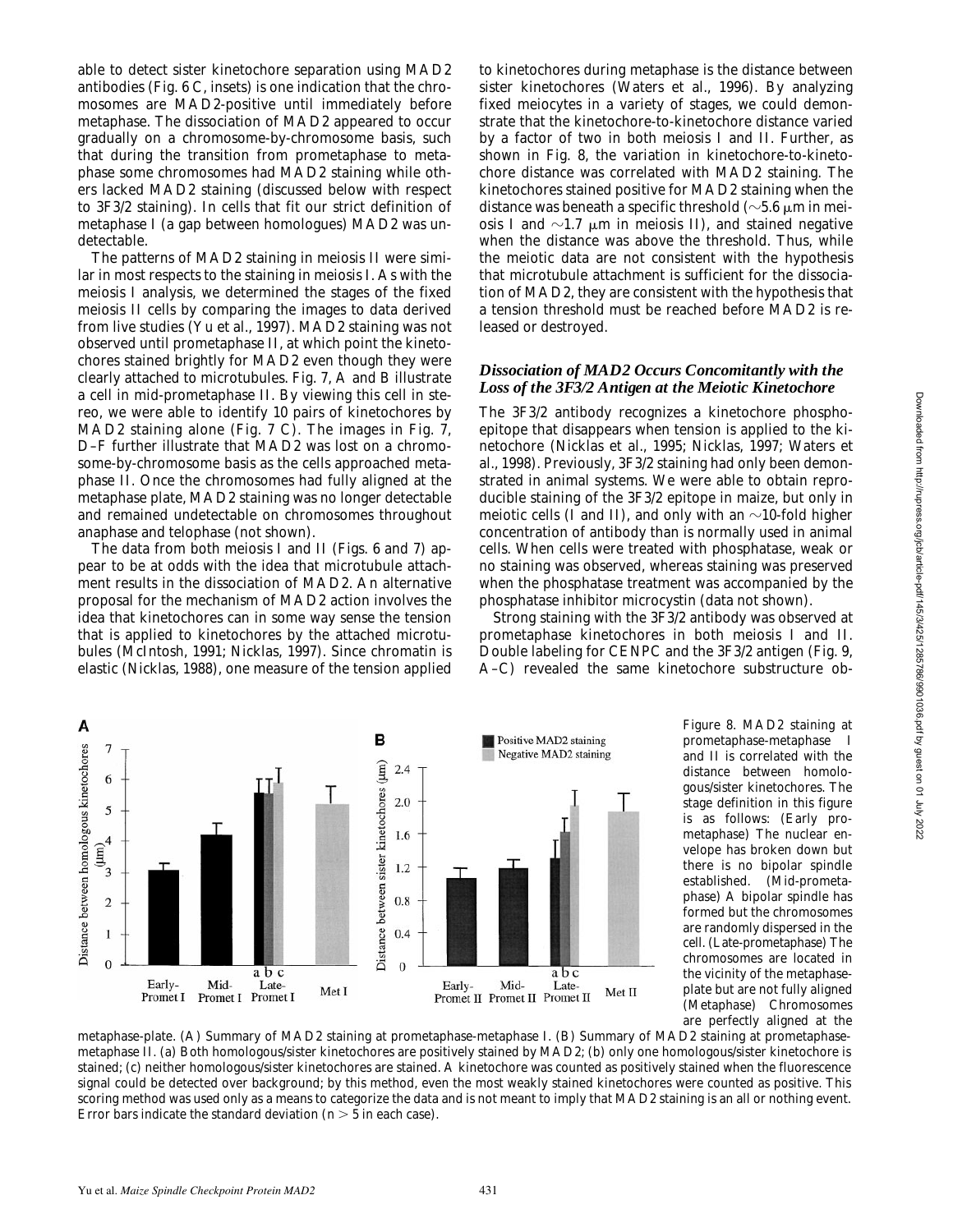able to detect sister kinetochore separation using MAD2 antibodies (Fig. 6 C, insets) is one indication that the chromosomes are MAD2-positive until immediately before metaphase. The dissociation of MAD2 appeared to occur gradually on a chromosome-by-chromosome basis, such that during the transition from prometaphase to metaphase some chromosomes had MAD2 staining while others lacked MAD2 staining (discussed below with respect to 3F3/2 staining). In cells that fit our strict definition of metaphase I (a gap between homologues) MAD2 was undetectable.

The patterns of MAD2 staining in meiosis II were similar in most respects to the staining in meiosis I. As with the meiosis I analysis, we determined the stages of the fixed meiosis II cells by comparing the images to data derived from live studies (Yu et al., 1997). MAD2 staining was not observed until prometaphase II, at which point the kinetochores stained brightly for MAD2 even though they were clearly attached to microtubules. Fig. 7, A and B illustrate a cell in mid-prometaphase II. By viewing this cell in stereo, we were able to identify 10 pairs of kinetochores by MAD2 staining alone (Fig. 7 C). The images in Fig. 7, D–F further illustrate that MAD2 was lost on a chromosome-by-chromosome basis as the cells approached metaphase II. Once the chromosomes had fully aligned at the metaphase plate, MAD2 staining was no longer detectable and remained undetectable on chromosomes throughout anaphase and telophase (not shown).

The data from both meiosis I and II (Figs. 6 and 7) appear to be at odds with the idea that microtubule attachment results in the dissociation of MAD2. An alternative proposal for the mechanism of MAD2 action involves the idea that kinetochores can in some way sense the tension that is applied to kinetochores by the attached microtubules (McIntosh, 1991; Nicklas, 1997). Since chromatin is elastic (Nicklas, 1988), one measure of the tension applied to kinetochores during metaphase is the distance between sister kinetochores (Waters et al., 1996). By analyzing fixed meiocytes in a variety of stages, we could demonstrate that the kinetochore-to-kinetochore distance varied by a factor of two in both meiosis I and II. Further, as shown in Fig. 8, the variation in kinetochore-to-kinetochore distance was correlated with MAD2 staining. The kinetochores stained positive for MAD2 staining when the distance was beneath a specific threshold (~5.6 μm in meiosis I and ~1.7 μm in meiosis II), and stained negative when the distance was above the threshold. Thus, while the meiotic data are not consistent with the hypothesis that microtubule attachment is sufficient for the dissociation of MAD2, they are consistent with the hypothesis that a tension threshold must be reached before MAD2 is released or destroyed.

### *Dissociation of MAD2 Occurs Concomitantly with the Loss of the 3F3/2 Antigen at the Meiotic Kinetochore*

The 3F3/2 antibody recognizes a kinetochore phosphoepitope that disappears when tension is applied to the kinetochore (Nicklas et al., 1995; Nicklas, 1997; Waters et al., 1998). Previously, 3F3/2 staining had only been demonstrated in animal systems. We were able to obtain reproducible staining of the 3F3/2 epitope in maize, but only in meiotic cells (I and II), and only with an ~10-fold higher concentration of antibody than is normally used in animal cells. When cells were treated with phosphatase, weak or no staining was observed, whereas staining was preserved when the phosphatase treatment was accompanied by the phosphatase inhibitor microcystin (data not shown).

Strong staining with the 3F3/2 antibody was observed at prometaphase kinetochores in both meiosis I and II. Double labeling for CENPC and the 3F3/2 antigen (Fig. 9, A–C) revealed the same kinetochore substructure ob-

Figure 8. MAD2 staining at prometaphase-metaphase I and II is correlated with the distance between homologous/sister kinetochores. The stage definition in this figure is as follows: (Early prometaphase) The nuclear envelope has broken down but there is no bipolar spindle established. (Mid-prometaphase) A bipolar spindle has formed but the chromosomes are randomly dispersed in the cell. (Late-prometaphase) The chromosomes are located in the vicinity of the metaphase-plate but are not fully aligned (Metaphase) Chromosomes are perfectly aligned at the metaphase-plate. (A) Summary of MAD2 staining at prometaphase-metaphase I. (B) Summary of MAD2 staining at prometaphase-metaphase II. (a) Both homologous/sister kinetochores are positively stained by MAD2; (b) only one homologous/sister kinetochore is stained; (c) neither homologous/sister kinetochores are stained. A kinetochore was counted as positively stained when the fluorescence signal could be detected over background; by this method, even the most weakly stained kinetochores were counted as positive. This scoring method was used only as a means to categorize the data and is not meant to imply that MAD2 staining is an all or nothing event. Error bars indicate the standard deviation ($n > 5$ in each case).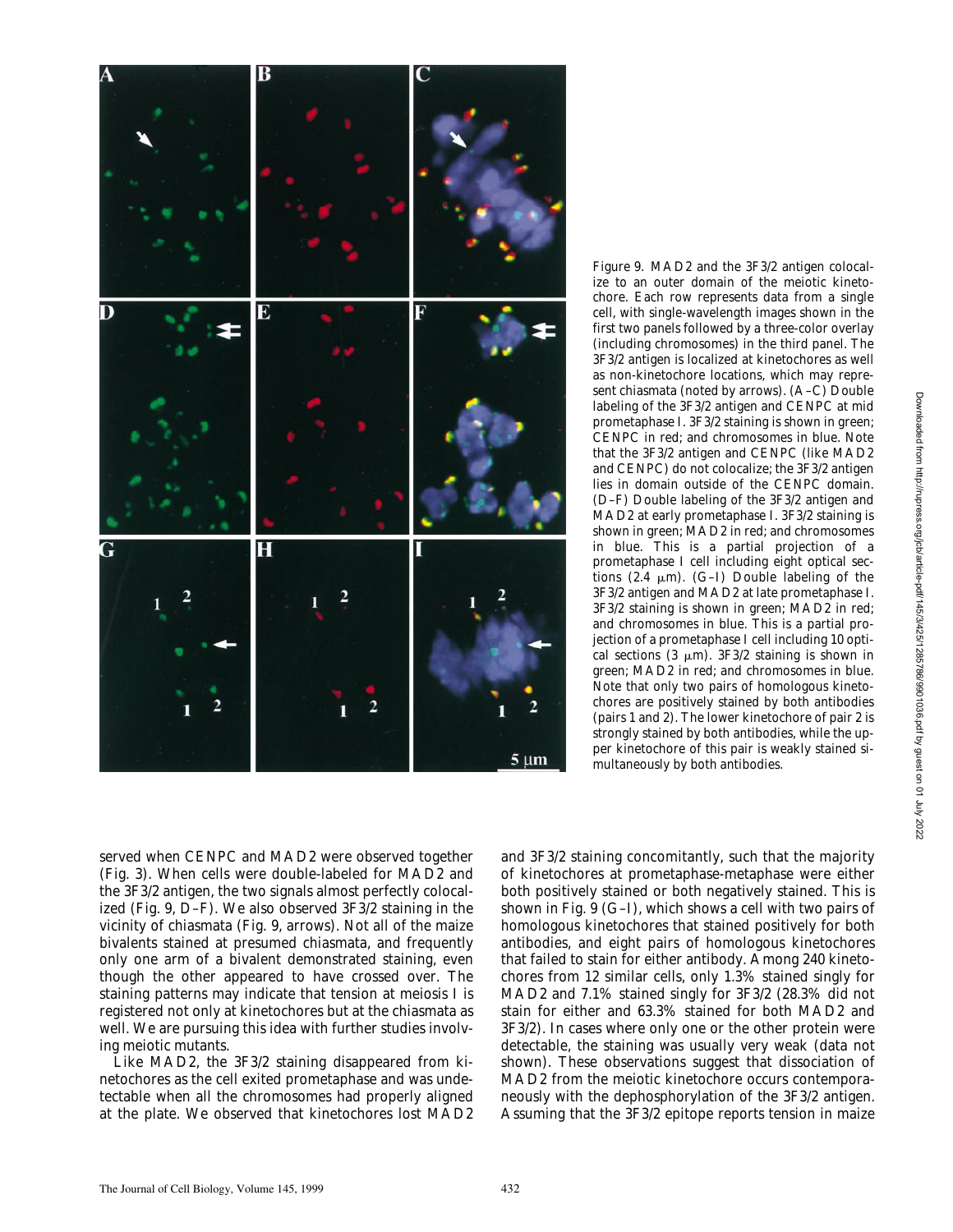Figure 9. MAD2 and the 3F3/2 antigen colocalize to an outer domain of the meiotic kinetochore. Each row represents data from a single cell, with single-wavelength images shown in the first two panels followed by a three-color overlay (including chromosomes) in the third panel. The 3F3/2 antigen is localized at kinetochores as well as non-kinetochore locations, which may represent chiasmata (noted by arrows). (A–C) Double labeling of the 3F3/2 antigen and CENPC at mid prometaphase I. 3F3/2 staining is shown in green; CENPC in red; and chromosomes in blue. Note that the 3F3/2 antigen and CENPC (like MAD2 and CENPC) do not colocalize; the 3F3/2 antigen lies in domain outside of the CENPC domain. (D–F) Double labeling of the 3F3/2 antigen and MAD2 at early prometaphase I. 3F3/2 staining is shown in green; MAD2 in red; and chromosomes in blue. This is a partial projection of a prometaphase I cell including eight optical sections (2.4 μm). (G–I) Double labeling of the 3F3/2 antigen and MAD2 at late prometaphase I. 3F3/2 staining is shown in green; MAD2 in red; and chromosomes in blue. This is a partial projection of a prometaphase I cell including 10 optical sections (3 μm). 3F3/2 staining is shown in green; MAD2 in red; and chromosomes in blue. Note that only two pairs of homologous kinetochores are positively stained by both antibodies (pairs 1 and 2). The lower kinetochore of pair 2 is strongly stained by both antibodies, while the upper kinetochore of this pair is weakly stained simultaneously by both antibodies.

served when CENPC and MAD2 were observed together (Fig. 3). When cells were double-labeled for MAD2 and the 3F3/2 antigen, the two signals almost perfectly colocalized (Fig. 9, D–F). We also observed 3F3/2 staining in the vicinity of chiasmata (Fig. 9, arrows). Not all of the maize bivalents stained at presumed chiasmata, and frequently only one arm of a bivalent demonstrated staining, even though the other appeared to have crossed over. The staining patterns may indicate that tension at meiosis I is registered not only at kinetochores but at the chiasmata as well. We are pursuing this idea with further studies involving meiotic mutants.

Like MAD2, the 3F3/2 staining disappeared from kinetochores as the cell exited prometaphase and was undetectable when all the chromosomes had properly aligned at the plate. We observed that kinetochores lost MAD2 and 3F3/2 staining concomitantly, such that the majority of kinetochores at prometaphase-metaphase were either both positively stained or both negatively stained. This is shown in Fig. 9 (G–I), which shows a cell with two pairs of homologous kinetochores that stained positively for both antibodies, and eight pairs of homologous kinetochores that failed to stain for either antibody. Among 240 kinetochores from 12 similar cells, only 1.3% stained singly for MAD2 and 7.1% stained singly for 3F3/2 (28.3% did not stain for either and 63.3% stained for both MAD2 and 3F3/2). In cases where only one or the other protein were detectable, the staining was usually very weak (data not shown). These observations suggest that dissociation of MAD2 from the meiotic kinetochore occurs contemporaneously with the dephosphorylation of the 3F3/2 antigen. Assuming that the 3F3/2 epitope reports tension in maize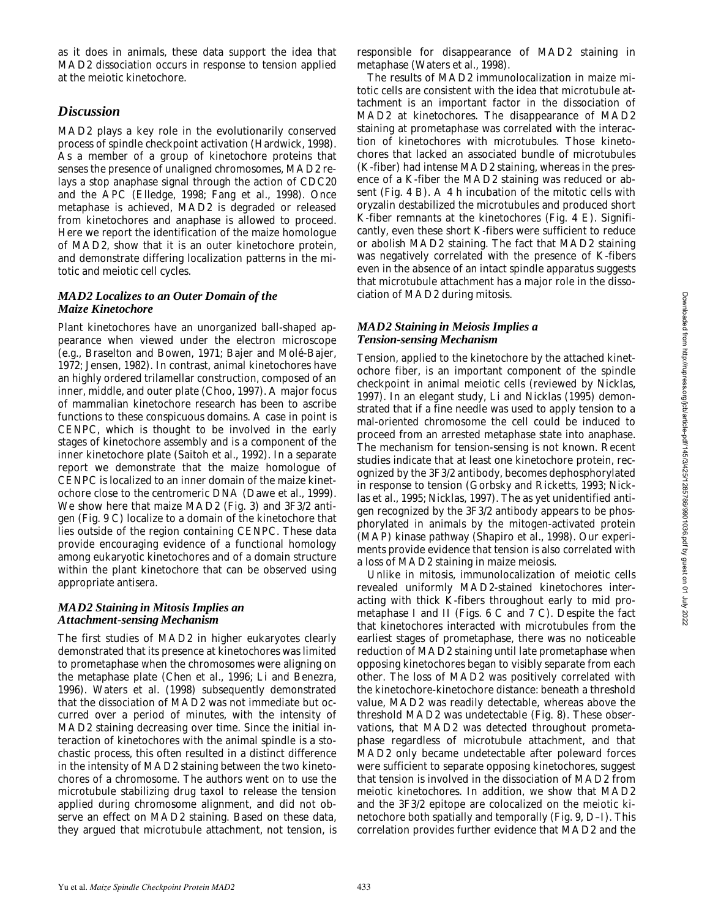as it does in animals, these data support the idea that MAD2 dissociation occurs in response to tension applied at the meiotic kinetochore.

## *Discussion*

MAD2 plays a key role in the evolutionarily conserved process of spindle checkpoint activation (Hardwick, 1998). As a member of a group of kinetochore proteins that senses the presence of unaligned chromosomes, MAD2 relays a stop anaphase signal through the action of CDC20 and the APC (Elledge, 1998; Fang et al., 1998). Once metaphase is achieved, MAD2 is degraded or released from kinetochores and anaphase is allowed to proceed. Here we report the identification of the maize homologue of MAD2, show that it is an outer kinetochore protein, and demonstrate differing localization patterns in the mitotic and meiotic cell cycles.

### *MAD2 Localizes to an Outer Domain of the Maize Kinetochore*

Plant kinetochores have an unorganized ball-shaped appearance when viewed under the electron microscope (e.g., Braselton and Bowen, 1971; Bajer and Molé-Bajer, 1972; Jensen, 1982). In contrast, animal kinetochores have an highly ordered trilamellar construction, composed of an inner, middle, and outer plate (Choo, 1997). A major focus of mammalian kinetochore research has been to ascribe functions to these conspicuous domains. A case in point is CENPC, which is thought to be involved in the early stages of kinetochore assembly and is a component of the inner kinetochore plate (Saitoh et al., 1992). In a separate report we demonstrate that the maize homologue of CENPC is localized to an inner domain of the maize kinetochore close to the centromeric DNA (Dawe et al., 1999). We show here that maize MAD2 (Fig. 3) and 3F3/2 antigen (Fig. 9 C) localize to a domain of the kinetochore that lies outside of the region containing CENPC. These data provide encouraging evidence of a functional homology among eukaryotic kinetochores and of a domain structure within the plant kinetochore that can be observed using appropriate antisera.

### *MAD2 Staining in Mitosis Implies an Attachment-sensing Mechanism*

The first studies of MAD2 in higher eukaryotes clearly demonstrated that its presence at kinetochores was limited to prometaphase when the chromosomes were aligning on the metaphase plate (Chen et al., 1996; Li and Benezra, 1996). Waters et al. (1998) subsequently demonstrated that the dissociation of MAD2 was not immediate but occurred over a period of minutes, with the intensity of MAD2 staining decreasing over time. Since the initial interaction of kinetochores with the animal spindle is a stochastic process, this often resulted in a distinct difference in the intensity of MAD2 staining between the two kinetochores of a chromosome. The authors went on to use the microtubule stabilizing drug taxol to release the tension applied during chromosome alignment, and did not observe an effect on MAD2 staining. Based on these data, they argued that microtubule attachment, not tension, is responsible for disappearance of MAD2 staining in metaphase (Waters et al., 1998).

The results of MAD2 immunolocalization in maize mitotic cells are consistent with the idea that microtubule attachment is an important factor in the dissociation of MAD2 at kinetochores. The disappearance of MAD2 staining at prometaphase was correlated with the interaction of kinetochores with microtubules. Those kinetochores that lacked an associated bundle of microtubules (K-fiber) had intense MAD2 staining, whereas in the presence of a K-fiber the MAD2 staining was reduced or absent (Fig. 4 B). A 4 h incubation of the mitotic cells with oryzalin destabilized the microtubules and produced short K-fiber remnants at the kinetochores (Fig. 4 E). Significantly, even these short K-fibers were sufficient to reduce or abolish MAD2 staining. The fact that MAD2 staining was negatively correlated with the presence of K-fibers even in the absence of an intact spindle apparatus suggests that microtubule attachment has a major role in the dissociation of MAD2 during mitosis.

### *MAD2 Staining in Meiosis Implies a Tension-sensing Mechanism*

Tension, applied to the kinetochore by the attached kinetochore fiber, is an important component of the spindle checkpoint in animal meiotic cells (reviewed by Nicklas, 1997). In an elegant study, Li and Nicklas (1995) demonstrated that if a fine needle was used to apply tension to a mal-oriented chromosome the cell could be induced to proceed from an arrested metaphase state into anaphase. The mechanism for tension-sensing is not known. Recent studies indicate that at least one kinetochore protein, recognized by the 3F3/2 antibody, becomes dephosphorylated in response to tension (Gorbsky and Ricketts, 1993; Nicklas et al., 1995; Nicklas, 1997). The as yet unidentified antigen recognized by the 3F3/2 antibody appears to be phosphorylated in animals by the mitogen-activated protein (MAP) kinase pathway (Shapiro et al., 1998). Our experiments provide evidence that tension is also correlated with a loss of MAD2 staining in maize meiosis.

Unlike in mitosis, immunolocalization of meiotic cells revealed uniformly MAD2-stained kinetochores interacting with thick K-fibers throughout early to mid prometaphase I and II (Figs. 6 C and 7 C). Despite the fact that kinetochores interacted with microtubules from the earliest stages of prometaphase, there was no noticeable reduction of MAD2 staining until late prometaphase when opposing kinetochores began to visibly separate from each other. The loss of MAD2 was positively correlated with the kinetochore-kinetochore distance: beneath a threshold value, MAD2 was readily detectable, whereas above the threshold MAD2 was undetectable (Fig. 8). These observations, that MAD2 was detected throughout prometaphase regardless of microtubule attachment, and that MAD2 only became undetectable after poleward forces were sufficient to separate opposing kinetochores, suggest that tension is involved in the dissociation of MAD2 from meiotic kinetochores. In addition, we show that MAD2 and the 3F3/2 epitope are colocalized on the meiotic kinetochore both spatially and temporally (Fig. 9, D–I). This correlation provides further evidence that MAD2 and the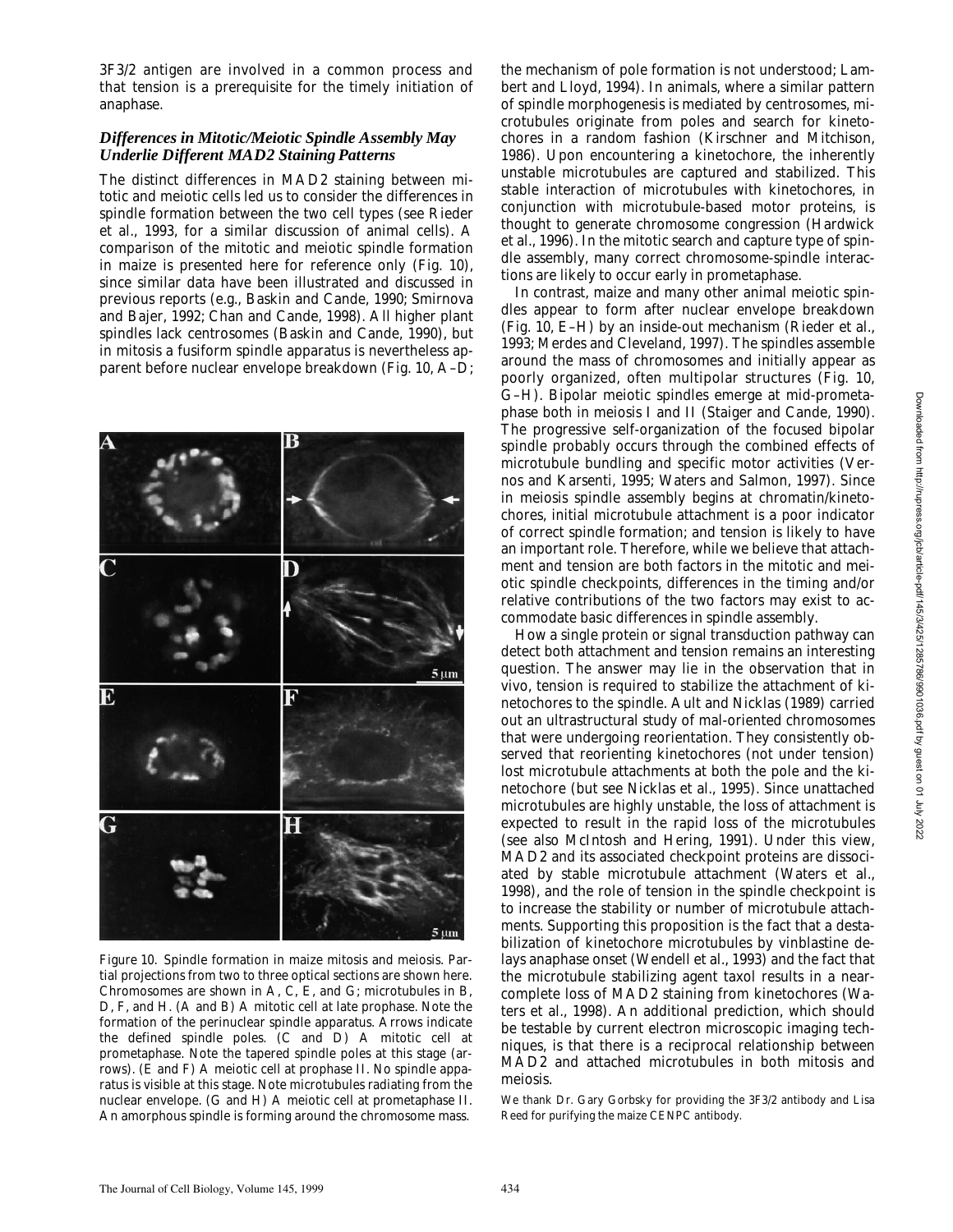3F3/2 antigen are involved in a common process and that tension is a prerequisite for the timely initiation of anaphase.

### *Differences in Mitotic/Meiotic Spindle Assembly May Underlie Different MAD2 Staining Patterns*

The distinct differences in MAD2 staining between mitotic and meiotic cells led us to consider the differences in spindle formation between the two cell types (see Rieder et al., 1993, for a similar discussion of animal cells). A comparison of the mitotic and meiotic spindle formation in maize is presented here for reference only (Fig. 10), since similar data have been illustrated and discussed in previous reports (e.g., Baskin and Cande, 1990; Smirnova and Bajer, 1992; Chan and Cande, 1998). All higher plant spindles lack centrosomes (Baskin and Cande, 1990), but in mitosis a fusiform spindle apparatus is nevertheless apparent before nuclear envelope breakdown (Fig. 10, A–D; the mechanism of pole formation is not understood; Lambert and Lloyd, 1994). In animals, where a similar pattern of spindle morphogenesis is mediated by centrosomes, microtubules originate from poles and search for kinetochores in a random fashion (Kirschner and Mitchison, 1986). Upon encountering a kinetochore, the inherently unstable microtubules are captured and stabilized. This stable interaction of microtubules with kinetochores, in conjunction with microtubule-based motor proteins, is thought to generate chromosome congression (Hardwick et al., 1996). In the mitotic search and capture type of spindle assembly, many correct chromosome-spindle interactions are likely to occur early in prometaphase.

Figure 10. Spindle formation in maize mitosis and meiosis. Partial projections from two to three optical sections are shown here. Chromosomes are shown in A, C, E, and G; microtubules in B, D, F, and H. (A and B) A mitotic cell at late prophase. Note the formation of the perinuclear spindle apparatus. Arrows indicate the defined spindle poles. (C and D) A mitotic cell at prometaphase. Note the tapered spindle poles at this stage (arrows). (E and F) A meiotic cell at prophase II. No spindle apparatus is visible at this stage. Note microtubules radiating from the nuclear envelope. (G and H) A meiotic cell at prometaphase II. An amorphous spindle is forming around the chromosome mass.

In contrast, maize and many other animal meiotic spindles appear to form after nuclear envelope breakdown (Fig. 10, E–H) by an inside-out mechanism (Rieder et al., 1993; Merdes and Cleveland, 1997). The spindles assemble around the mass of chromosomes and initially appear as poorly organized, often multipolar structures (Fig. 10, G–H). Bipolar meiotic spindles emerge at mid-prometaphase both in meiosis I and II (Staiger and Cande, 1990). The progressive self-organization of the focused bipolar spindle probably occurs through the combined effects of microtubule bundling and specific motor activities (Vernos and Karsenti, 1995; Waters and Salmon, 1997). Since in meiosis spindle assembly begins at chromatin/kinetochores, initial microtubule attachment is a poor indicator of correct spindle formation; and tension is likely to have an important role. Therefore, while we believe that attachment and tension are both factors in the mitotic and meiotic spindle checkpoints, differences in the timing and/or relative contributions of the two factors may exist to accommodate basic differences in spindle assembly.

How a single protein or signal transduction pathway can detect both attachment and tension remains an interesting question. The answer may lie in the observation that in vivo, tension is required to stabilize the attachment of kinetochores to the spindle. Ault and Nicklas (1989) carried out an ultrastructural study of mal-oriented chromosomes that were undergoing reorientation. They consistently observed that reorienting kinetochores (not under tension) lost microtubule attachments at both the pole and the kinetochore (but see Nicklas et al., 1995). Since unattached microtubules are highly unstable, the loss of attachment is expected to result in the rapid loss of the microtubules (see also McIntosh and Hering, 1991). Under this view, MAD2 and its associated checkpoint proteins are dissociated by stable microtubule attachment (Waters et al., 1998), and the role of tension in the spindle checkpoint is to increase the stability or number of microtubule attachments. Supporting this proposition is the fact that a destabilization of kinetochore microtubules by vinblastine delays anaphase onset (Wendell et al., 1993) and the fact that the microtubule stabilizing agent taxol results in a near-complete loss of MAD2 staining from kinetochores (Waters et al., 1998). An additional prediction, which should be testable by current electron microscopic imaging techniques, is that there is a reciprocal relationship between MAD2 and attached microtubules in both mitosis and meiosis.

We thank Dr. Gary Gorbsky for providing the 3F3/2 antibody and Lisa Reed for purifying the maize CENPC antibody.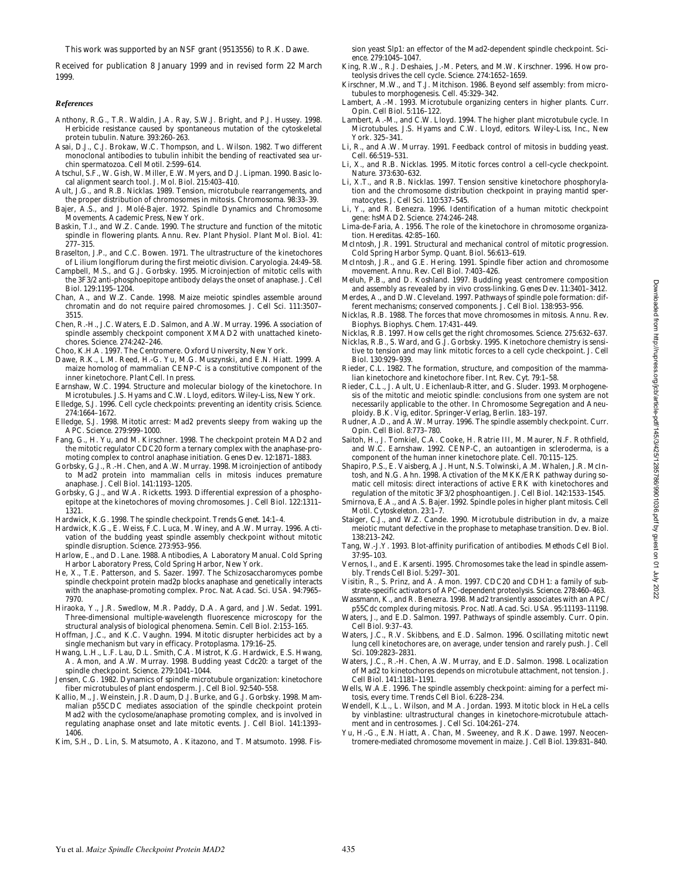This work was supported by an NSF grant (9513556) to R.K. Dawe.

Received for publication 8 January 1999 and in revised form 22 March 1999.

### *References*

- Anthony, R.G., T.R. Waldin, J.A. Ray, S.W.J. Bright, and P.J. Hussey. 1998. Herbicide resistance caused by spontaneous mutation of the cytoskeletal protein tubulin. *Nature.* 393:260–263.
- Asai, D.J., C.J. Brokaw, W.C. Thompson, and L. Wilson. 1982. Two different monoclonal antibodies to tubulin inhibit the bending of reactivated sea urchin spermatozoa. *Cell Motil.* 2:599–614.
- Atschul, S.F., W. Gish, W. Miller, E.W. Myers, and D.J. Lipman. 1990. Basic local alignment search tool. *J. Mol. Biol.* 215:403–410.
- Ault, J.G., and R.B. Nicklas. 1989. Tension, microtubule rearrangements, and the proper distribution of chromosomes in mitosis. *Chromosoma.* 98:33–39.
- Bajer, A.S., and J. Molé-Bajer. 1972. Spindle Dynamics and Chromosome Movements. Academic Press, New York.
- Baskin, T.I., and W.Z. Cande. 1990. The structure and function of the mitotic spindle in flowering plants. *Annu. Rev. Plant Physiol. Plant Mol. Biol.* 41: 277–315.
- Braselton, J.P., and C.C. Bowen. 1971. The ultrastructure of the kinetochores of *Lilium longiflorum* during the first meiotic division. *Caryologia.* 24:49–58.
- Campbell, M.S., and G.J. Gorbsky. 1995. Microinjection of mitotic cells with the 3F3/2 anti-phosphoepitope antibody delays the onset of anaphase. *J. Cell Biol.* 129:1195–1204.
- Chan, A., and W.Z. Cande. 1998. Maize meiotic spindles assemble around chromatin and do not require paired chromosomes. *J. Cell Sci.* 111:3507–3515.
- Chen, R.-H., J.C. Waters, E.D. Salmon, and A.W. Murray. 1996. Association of spindle assembly checkpoint component XMAD2 with unattached kinetochores. *Science.* 274:242–246.
- Choo, K.H.A. 1997. The Centromere. Oxford University, New York.
- Dawe, R.K., L.M. Reed, H.-G. Yu, M.G. Muszynski, and E.N. Hiatt. 1999. A maize homolog of mammalian CENP-C is a constitutive component of the inner kinetochore. *Plant Cell.* In press.
- Earnshaw, W.C. 1994. Structure and molecular biology of the kinetochore. *In* Microtubules. J.S. Hyams and C.W. Lloyd, editors. Wiley-Liss, New York.
- Elledge, S.J. 1996. Cell cycle checkpoints: preventing an identity crisis. *Science.* 274:1664–1672.
- Elledge, S.J. 1998. Mitotic arrest: Mad2 prevents sleepy from waking up the APC. *Science.* 279:999–1000.
- Fang, G., H. Yu, and M. Kirschner. 1998. The checkpoint protein MAD2 and the mitotic regulator CDC20 form a ternary complex with the anaphase-promoting complex to control anaphase initiation. *Genes Dev.* 12:1871–1883.
- Gorbsky, G.J., R.-H. Chen, and A.W. Murray. 1998. Microinjection of antibody to Mad2 protein into mammalian cells in mitosis induces premature anaphase. *J. Cell Biol.* 141:1193–1205.
- Gorbsky, G.J., and W.A. Ricketts. 1993. Differential expression of a phosphoepitope at the kinetochores of moving chromosomes. *J. Cell Biol.* 122:1311–1321.
- Hardwick, K.G. 1998. The spindle checkpoint. *Trends Genet.* 14:1–4.
- Hardwick, K.G., E. Weiss, F.C. Luca, M. Winey, and A.W. Murray. 1996. Activation of the budding yeast spindle assembly checkpoint without mitotic spindle disruption. *Science.* 273:953–956.
- Harlow, E., and D. Lane. 1988. Antibodies, A Laboratory Manual. Cold Spring Harbor Laboratory Press, Cold Spring Harbor, New York.
- He, X., T.E. Patterson, and S. Sazer. 1997. The *Schizosaccharomyces pombe* spindle checkpoint protein mad2p blocks anaphase and genetically interacts with the anaphase-promoting complex. *Proc. Nat. Acad. Sci. USA.* 94:7965–7970.
- Hiraoka, Y., J.R. Swedlow, M.R. Paddy, D.A. Agard, and J.W. Sedat. 1991. Three-dimensional multiple-wavelength fluorescence microscopy for the structural analysis of biological phenomena. *Semin. Cell Biol.* 2:153–165.
- Hoffman, J.C., and K.C. Vaughn. 1994. Mitotic disrupter herbicides act by a single mechanism but vary in efficacy. *Protoplasma.* 179:16–25.
- Hwang, L.H., L.F. Lau, D.L. Smith, C.A. Mistrot, K.G. Hardwick, E.S. Hwang, A. Amon, and A.W. Murray. 1998. Budding yeast Cdc20: a target of the spindle checkpoint. *Science.* 279:1041–1044.
- Jensen, C.G. 1982. Dynamics of spindle microtubule organization: kinetochore fiber microtubules of plant endosperm. *J. Cell Biol.* 92:540–558.
- Kallio, M., J. Weinstein, J.R. Daum, D.J. Burke, and G.J. Gorbsky. 1998. Mammalian p55CDC mediates association of the spindle checkpoint protein Mad2 with the cyclosome/anaphase promoting complex, and is involved in regulating anaphase onset and late mitotic events. *J. Cell Biol.* 141:1393–1406.
- Kim, S.H., D. Lin, S. Matsumoto, A. Kitazono, and T. Matsumoto. 1998. Fission yeast Slp1: an effector of the Mad2-dependent spindle checkpoint. *Science.* 279:1045–1047.
- King, R.W., R.J. Deshaies, J.-M. Peters, and M.W. Kirschner. 1996. How proteolysis drives the cell cycle. *Science.* 274:1652–1659.
- Kirschner, M.W., and T.J. Mitchison. 1986. Beyond self assembly: from microtubules to morphogenesis. *Cell.* 45:329–342.
- Lambert, A.-M. 1993. Microtubule organizing centers in higher plants. *Curr. Opin. Cell Biol.* 5:116–122.
- Lambert, A.-M., and C.W. Lloyd. 1994. The higher plant microtubule cycle. *In* Microtubules. J.S. Hyams and C.W. Lloyd, editors. Wiley-Liss, Inc., New York. 325–341.
- Li, R., and A.W. Murray. 1991. Feedback control of mitosis in budding yeast. *Cell.* 66:519–531.
- Li, X., and R.B. Nicklas. 1995. Mitotic forces control a cell-cycle checkpoint. *Nature.* 373:630–632.
- Li, X.T., and R.B. Nicklas. 1997. Tension sensitive kinetochore phosphorylation and the chromosome distribution checkpoint in praying mantid spermatocytes. *J. Cell Sci.* 110:537–545.
- Li, Y., and R. Benezra. 1996. Identification of a human mitotic checkpoint gene: hsMAD2. *Science.* 274:246–248.
- Lima-de-Faria, A. 1956. The role of the kinetochore in chromosome organization. *Hereditas.* 42:85–160.
- McIntosh, J.R. 1991. Structural and mechanical control of mitotic progression. *Cold Spring Harbor Symp. Quant. Biol.* 56:613–619.
- McIntosh, J.R., and G.E. Hering. 1991. Spindle fiber action and chromosome movement. *Annu. Rev. Cell Biol.* 7:403–426.
- Meluh, P.B., and D. Koshland. 1997. Budding yeast centromere composition and assembly as revealed by in vivo cross-linking. *Genes Dev.* 11:3401–3412.
- Merdes, A., and D.W. Cleveland. 1997. Pathways of spindle pole formation: different mechanisms; conserved components. *J. Cell Biol.* 138:953–956.
- Nicklas, R.B. 1988. The forces that move chromosomes in mitosis. *Annu. Rev. Biophys. Biophys. Chem.* 17:431–449.
- Nicklas, R.B. 1997. How cells get the right chromosomes. *Science.* 275:632–637.
- Nicklas, R.B., S. Ward, and G.J. Gorbsky. 1995. Kinetochore chemistry is sensitive to tension and may link mitotic forces to a cell cycle checkpoint. *J. Cell Biol.* 130:929–939.
- Rieder, C.L. 1982. The formation, structure, and composition of the mammalian kinetochore and kinetochore fiber. *Int. Rev. Cyt.* 79:1–58.
- Rieder, C.L., J. Ault, U. Eichenlaub-Ritter, and G. Sluder. 1993. Morphogenesis of the mitotic and meiotic spindle: conclusions from one system are not necessarily applicable to the other. *In* Chromosome Segregation and Aneuploidy. B.K. Vig, editor. Springer-Verlag, Berlin. 183–197.
- Rudner, A.D., and A.W. Murray. 1996. The spindle assembly checkpoint. *Curr. Opin. Cell Biol.* 8:773–780.
- Saitoh, H., J. Tomkiel, C.A. Cooke, H. Ratrie III, M. Maurer, N.F. Rothfield, and W.C. Earnshaw. 1992. CENP-C, an autoantigen in scleroderma, is a component of the human inner kinetochore plate. *Cell.* 70:115–125.
- Shapiro, P.S., E. Vaisberg, A.J. Hunt, N.S. Tolwinski, A.M. Whalen, J.R. McIntosh, and N.G. Ahn. 1998. Activation of the MKK/ERK pathway during somatic cell mitosis: direct interactions of active ERK with kinetochores and regulation of the mitotic 3F3/2 phosphoantigen. *J. Cell Biol.* 142:1533–1545.
- Smirnova, E.A., and A.S. Bajer. 1992. Spindle poles in higher plant mitosis. *Cell Motil. Cytoskeleton.* 23:1–7.
- Staiger, C.J., and W.Z. Cande. 1990. Microtubule distribution in *dv*, a maize meiotic mutant defective in the prophase to metaphase transition. *Dev. Biol.* 138:213–242.
- Tang, W.-J.Y. 1993. Blot-affinity purification of antibodies. *Methods Cell Biol.* 37:95–103.
- Vernos, I., and E. Karsenti. 1995. Chromosomes take the lead in spindle assembly. *Trends Cell Biol.* 5:297–301.
- Visitin, R., S. Prinz, and A. Amon. 1997. CDC20 and CDH1: a family of substrate-specific activators of APC-dependent proteolysis. *Science.* 278:460–463.
- Wassmann, K., and R. Benezra. 1998. Mad2 transiently associates with an APC/p55Cdc complex during mitosis. *Proc. Natl. Acad. Sci. USA.* 95:11193–11198.
- Waters, J., and E.D. Salmon. 1997. Pathways of spindle assembly. *Curr. Opin. Cell Biol.* 9:37–43.
- Waters, J.C., R.V. Skibbens, and E.D. Salmon. 1996. Oscillating mitotic newt lung cell kinetochores are, on average, under tension and rarely push. *J. Cell Sci.* 109:2823–2831.
- Waters, J.C., R.-H. Chen, A.W. Murray, and E.D. Salmon. 1998. Localization of Mad2 to kinetochores depends on microtubule attachment, not tension. *J. Cell Biol.* 141:1181–1191.
- Wells, W.A.E. 1996. The spindle assembly checkpoint: aiming for a perfect mitosis, every time. *Trends Cell Biol.* 6:228–234.
- Wendell, K.L., L. Wilson, and M.A. Jordan. 1993. Mitotic block in HeLa cells by vinblastine: ultrastructural changes in kinetochore-microtubule attachment and in centrosomes. *J. Cell Sci.* 104:261–274.
- Yu, H.-G., E.N. Hiatt, A. Chan, M. Sweeney, and R.K. Dawe. 1997. Neocentromere-mediated chromosome movement in maize. *J. Cell Biol.* 139:831–840.